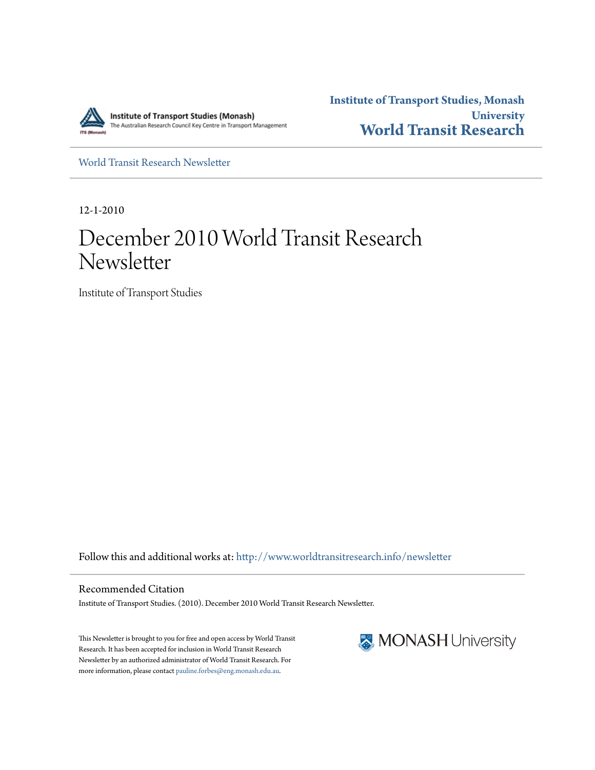Institute of Transport Studies (Monash)
The Australian Research Council Key Centre in Transport Management

**Institute of Transport Studies, Monash University**
**World Transit Research**

World Transit Research Newsletter

12-1-2010

# December 2010 World Transit Research Newsletter

Institute of Transport Studies

Follow this and additional works at: http://www.worldtransitresearch.info/newsletter

## Recommended Citation

Institute of Transport Studies. (2010). December 2010 World Transit Research Newsletter.

This Newsletter is brought to you for free and open access by World Transit Research. It has been accepted for inclusion in World Transit Research Newsletter by an authorized administrator of World Transit Research. For more information, please contact pauline.forbes@eng.monash.edu.au.

MONASH University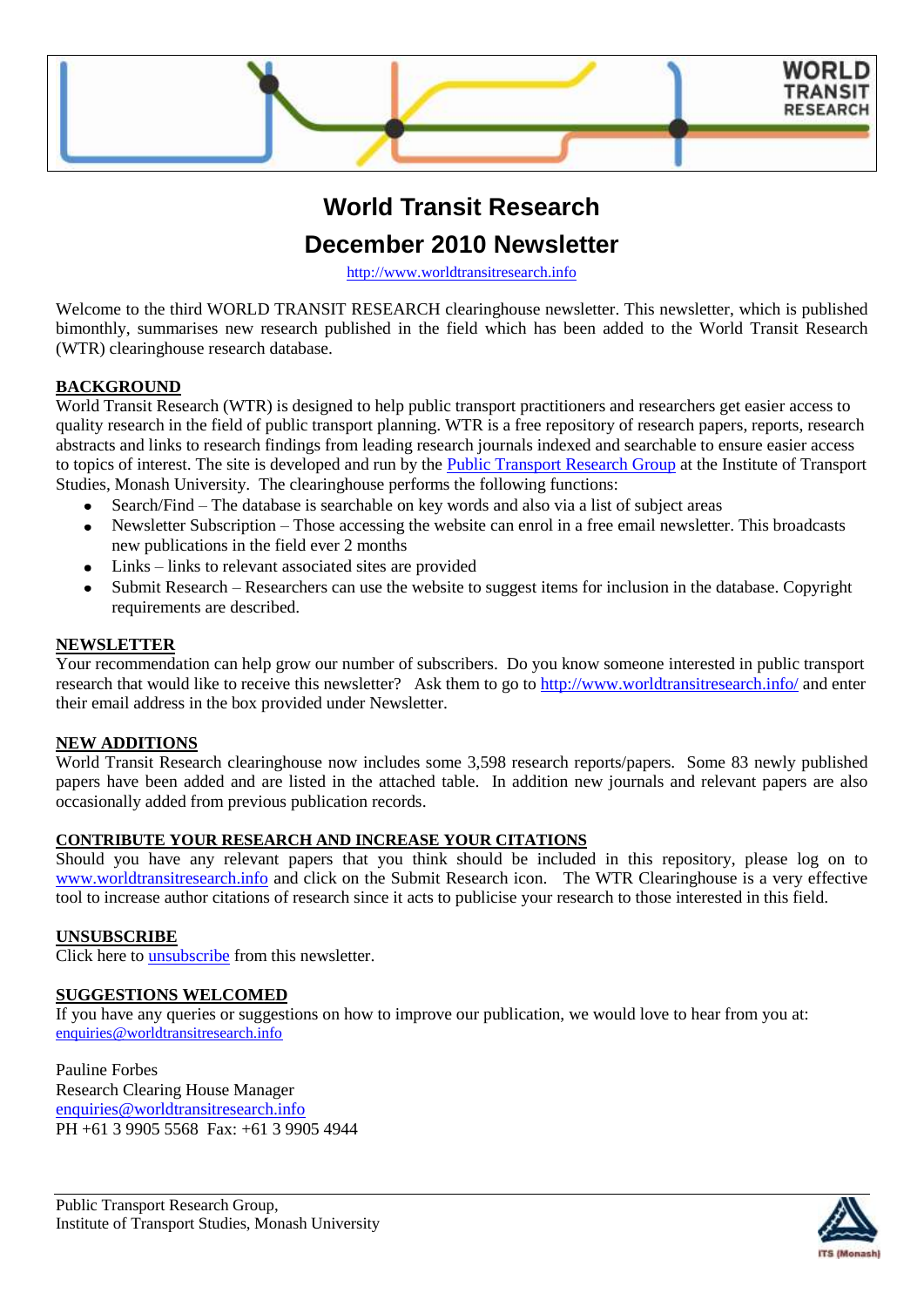# World Transit Research

## December 2010 Newsletter

http://www.worldtransitresearch.info

Welcome to the third WORLD TRANSIT RESEARCH clearinghouse newsletter. This newsletter, which is published bimonthly, summarises new research published in the field which has been added to the World Transit Research (WTR) clearinghouse research database.

**BACKGROUND**

World Transit Research (WTR) is designed to help public transport practitioners and researchers get easier access to quality research in the field of public transport planning. WTR is a free repository of research papers, reports, research abstracts and links to research findings from leading research journals indexed and searchable to ensure easier access to topics of interest. The site is developed and run by the Public Transport Research Group at the Institute of Transport Studies, Monash University. The clearinghouse performs the following functions:

- Search/Find – The database is searchable on key words and also via a list of subject areas
- Newsletter Subscription – Those accessing the website can enrol in a free email newsletter. This broadcasts new publications in the field ever 2 months
- Links – links to relevant associated sites are provided
- Submit Research – Researchers can use the website to suggest items for inclusion in the database. Copyright requirements are described.

**NEWSLETTER**

Your recommendation can help grow our number of subscribers. Do you know someone interested in public transport research that would like to receive this newsletter? Ask them to go to http://www.worldtransitresearch.info/ and enter their email address in the box provided under Newsletter.

**NEW ADDITIONS**

World Transit Research clearinghouse now includes some 3,598 research reports/papers. Some 83 newly published papers have been added and are listed in the attached table. In addition new journals and relevant papers are also occasionally added from previous publication records.

**CONTRIBUTE YOUR RESEARCH AND INCREASE YOUR CITATIONS**

Should you have any relevant papers that you think should be included in this repository, please log on to www.worldtransitresearch.info and click on the Submit Research icon. The WTR Clearinghouse is a very effective tool to increase author citations of research since it acts to publicise your research to those interested in this field.

**UNSUBSCRIBE**

Click here to unsubscribe from this newsletter.

**SUGGESTIONS WELCOMED**

If you have any queries or suggestions on how to improve our publication, we would love to hear from you at: enquiries@worldtransitresearch.info

Pauline Forbes
Research Clearing House Manager
enquiries@worldtransitresearch.info
PH +61 3 9905 5568 Fax: +61 3 9905 4944

Public Transport Research Group,
Institute of Transport Studies, Monash University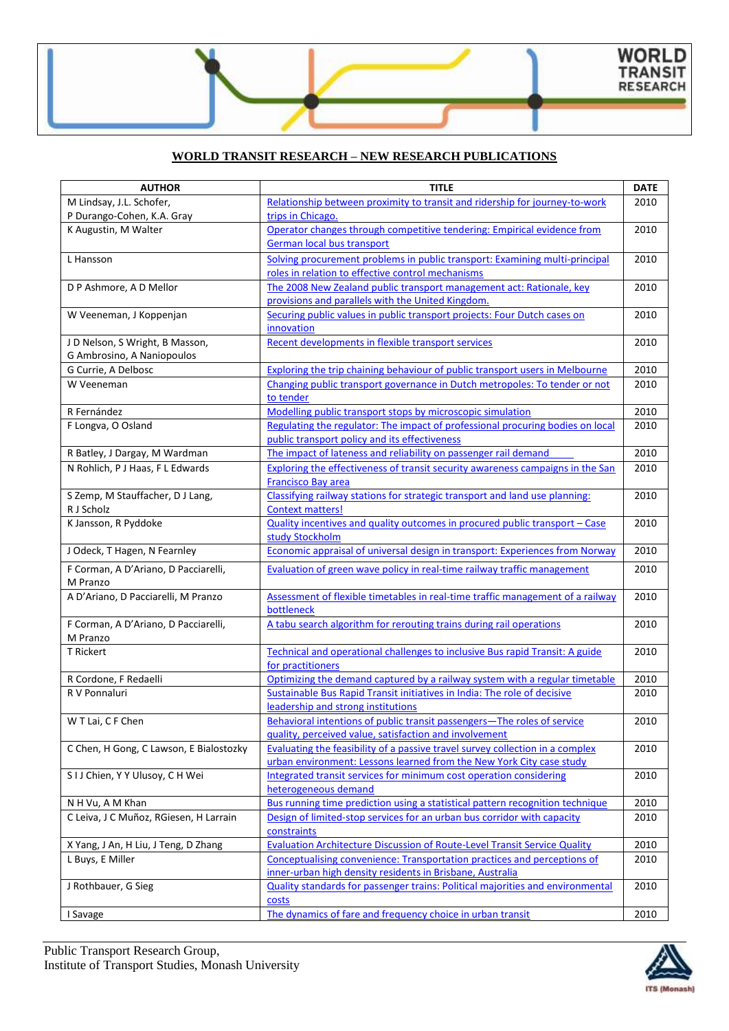## WORLD TRANSIT RESEARCH – NEW RESEARCH PUBLICATIONS

| AUTHOR | TITLE | DATE |
|---|---|---|
| M Lindsay, J.L. Schofer, P Durango-Cohen, K.A. Gray | Relationship between proximity to transit and ridership for journey-to-work trips in Chicago. | 2010 |
| K Augustin, M Walter | Operator changes through competitive tendering: Empirical evidence from German local bus transport | 2010 |
| L Hansson | Solving procurement problems in public transport: Examining multi-principal roles in relation to effective control mechanisms | 2010 |
| D P Ashmore, A D Mellor | The 2008 New Zealand public transport management act: Rationale, key provisions and parallels with the United Kingdom. | 2010 |
| W Veeneman, J Koppenjan | Securing public values in public transport projects: Four Dutch cases on innovation | 2010 |
| J D Nelson, S Wright, B Masson, G Ambrosino, A Naniopoulos | Recent developments in flexible transport services | 2010 |
| G Currie, A Delbosc | Exploring the trip chaining behaviour of public transport users in Melbourne | 2010 |
| W Veeneman | Changing public transport governance in Dutch metropoles: To tender or not to tender | 2010 |
| R Fernández | Modelling public transport stops by microscopic simulation | 2010 |
| F Longva, O Osland | Regulating the regulator: The impact of professional procuring bodies on local public transport policy and its effectiveness | 2010 |
| R Batley, J Dargay, M Wardman | The impact of lateness and reliability on passenger rail demand | 2010 |
| N Rohlich, P J Haas, F L Edwards | Exploring the effectiveness of transit security awareness campaigns in the San Francisco Bay area | 2010 |
| S Zemp, M Stauffacher, D J Lang, R J Scholz | Classifying railway stations for strategic transport and land use planning: Context matters! | 2010 |
| K Jansson, R Pyddoke | Quality incentives and quality outcomes in procured public transport – Case study Stockholm | 2010 |
| J Odeck, T Hagen, N Fearnley | Economic appraisal of universal design in transport: Experiences from Norway | 2010 |
| F Corman, A D'Ariano, D Pacciarelli, M Pranzo | Evaluation of green wave policy in real-time railway traffic management | 2010 |
| A D'Ariano, D Pacciarelli, M Pranzo | Assessment of flexible timetables in real-time traffic management of a railway bottleneck | 2010 |
| F Corman, A D'Ariano, D Pacciarelli, M Pranzo | A tabu search algorithm for rerouting trains during rail operations | 2010 |
| T Rickert | Technical and operational challenges to inclusive Bus rapid Transit: A guide for practitioners | 2010 |
| R Cordone, F Redaelli | Optimizing the demand captured by a railway system with a regular timetable | 2010 |
| R V Ponnaluri | Sustainable Bus Rapid Transit initiatives in India: The role of decisive leadership and strong institutions | 2010 |
| W T Lai, C F Chen | Behavioral intentions of public transit passengers—The roles of service quality, perceived value, satisfaction and involvement | 2010 |
| C Chen, H Gong, C Lawson, E Bialostozky | Evaluating the feasibility of a passive travel survey collection in a complex urban environment: Lessons learned from the New York City case study | 2010 |
| S I J Chien, Y Y Ulusoy, C H Wei | Integrated transit services for minimum cost operation considering heterogeneous demand | 2010 |
| N H Vu, A M Khan | Bus running time prediction using a statistical pattern recognition technique | 2010 |
| C Leiva, J C Muñoz, RGiesen, H Larrain | Design of limited-stop services for an urban bus corridor with capacity constraints | 2010 |
| X Yang, J An, H Liu, J Teng, D Zhang | Evaluation Architecture Discussion of Route-Level Transit Service Quality | 2010 |
| L Buys, E Miller | Conceptualising convenience: Transportation practices and perceptions of inner-urban high density residents in Brisbane, Australia | 2010 |
| J Rothbauer, G Sieg | Quality standards for passenger trains: Political majorities and environmental costs | 2010 |
| I Savage | The dynamics of fare and frequency choice in urban transit | 2010 |

Public Transport Research Group,
Institute of Transport Studies, Monash University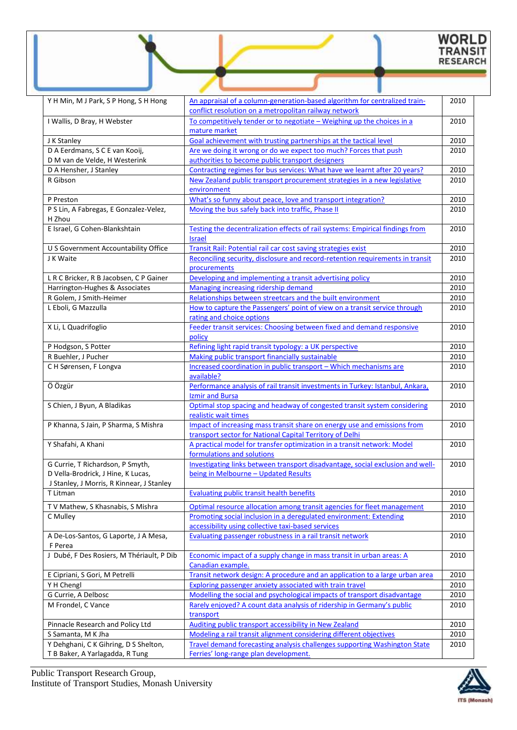| | | |
|---|---|---|
| Y H Min, M J Park, S P Hong, S H Hong | An appraisal of a column-generation-based algorithm for centralized train-conflict resolution on a metropolitan railway network | 2010 |
| I Wallis, D Bray, H Webster | To competitively tender or to negotiate – Weighing up the choices in a mature market | 2010 |
| J K Stanley | Goal achievement with trusting partnerships at the tactical level | 2010 |
| D A Eerdmans, S C E van Kooij, D M van de Velde, H Westerink | Are we doing it wrong or do we expect too much? Forces that push authorities to become public transport designers | 2010 |
| D A Hensher, J Stanley | Contracting regimes for bus services: What have we learnt after 20 years? | 2010 |
| R Gibson | New Zealand public transport procurement strategies in a new legislative environment | 2010 |
| P Preston | What's so funny about peace, love and transport integration? | 2010 |
| P S Lin, A Fabregas, E Gonzalez-Velez, H Zhou | Moving the bus safely back into traffic, Phase II | 2010 |
| E Israel, G Cohen-Blankshtain | Testing the decentralization effects of rail systems: Empirical findings from Israel | 2010 |
| U S Government Accountability Office | Transit Rail: Potential rail car cost saving strategies exist | 2010 |
| J K Waite | Reconciling security, disclosure and record-retention requirements in transit procurements | 2010 |
| L R C Bricker, R B Jacobsen, C P Gainer | Developing and implementing a transit advertising policy | 2010 |
| Harrington-Hughes & Associates | Managing increasing ridership demand | 2010 |
| R Golem, J Smith-Heimer | Relationships between streetcars and the built environment | 2010 |
| L Eboli, G Mazzulla | How to capture the Passengers' point of view on a transit service through rating and choice options | 2010 |
| X Li, L Quadrifoglio | Feeder transit services: Choosing between fixed and demand responsive policy | 2010 |
| P Hodgson, S Potter | Refining light rapid transit typology: a UK perspective | 2010 |
| R Buehler, J Pucher | Making public transport financially sustainable | 2010 |
| C H Sørensen, F Longva | Increased coordination in public transport – Which mechanisms are available? | 2010 |
| Ö Özgür | Performance analysis of rail transit investments in Turkey: Istanbul, Ankara, Izmir and Bursa | 2010 |
| S Chien, J Byun, A Bladikas | Optimal stop spacing and headway of congested transit system considering realistic wait times | 2010 |
| P Khanna, S Jain, P Sharma, S Mishra | Impact of increasing mass transit share on energy use and emissions from transport sector for National Capital Territory of Delhi | 2010 |
| Y Shafahi, A Khani | A practical model for transfer optimization in a transit network: Model formulations and solutions | 2010 |
| G Currie, T Richardson, P Smyth, D Vella-Brodrick, J Hine, K Lucas, J Stanley, J Morris, R Kinnear, J Stanley | Investigating links between transport disadvantage, social exclusion and well-being in Melbourne – Updated Results | 2010 |
| T Litman | Evaluating public transit health benefits | 2010 |
| T V Mathew, S Khasnabis, S Mishra | Optimal resource allocation among transit agencies for fleet management | 2010 |
| C Mulley | Promoting social inclusion in a deregulated environment: Extending accessibility using collective taxi-based services | 2010 |
| A De-Los-Santos, G Laporte, J A Mesa, F Perea | Evaluating passenger robustness in a rail transit network | 2010 |
| J Dubé, F Des Rosiers, M Thériault, P Dib | Economic impact of a supply change in mass transit in urban areas: A Canadian example. | 2010 |
| E Cipriani, S Gori, M Petrelli | Transit network design: A procedure and an application to a large urban area | 2010 |
| Y H Chengl | Exploring passenger anxiety associated with train travel | 2010 |
| G Currie, A Delbosc | Modelling the social and psychological impacts of transport disadvantage | 2010 |
| M Frondel, C Vance | Rarely enjoyed? A count data analysis of ridership in Germany's public transport | 2010 |
| Pinnacle Research and Policy Ltd | Auditing public transport accessibility in New Zealand | 2010 |
| S Samanta, M K Jha | Modeling a rail transit alignment considering different objectives | 2010 |
| Y Dehghani, C K Gihring, D S Shelton, T B Baker, A Yarlagadda, R Tung | Travel demand forecasting analysis challenges supporting Washington State Ferries' long-range plan development. | 2010 |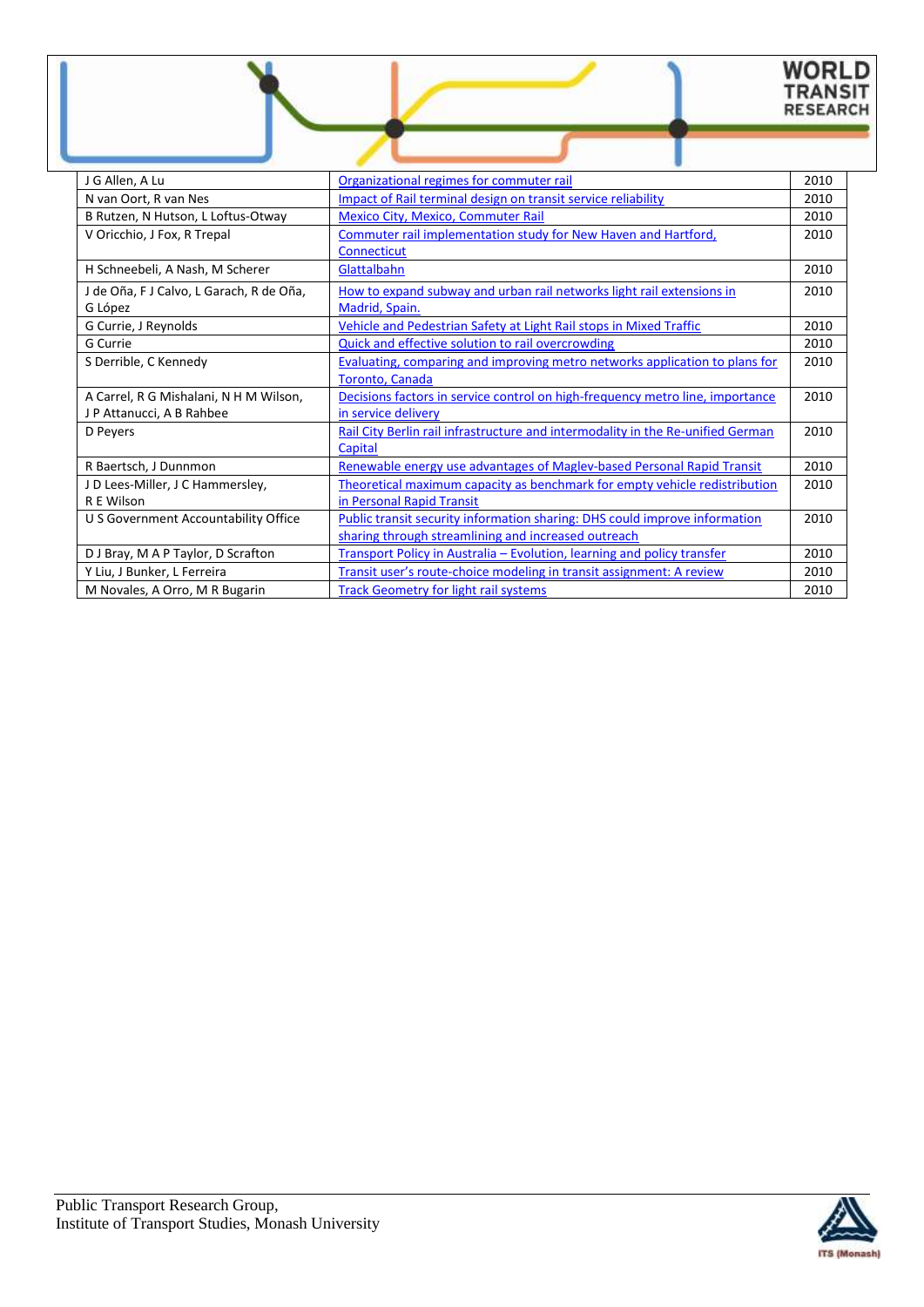| | | |
|---|---|---|
| J G Allen, A Lu | Organizational regimes for commuter rail | 2010 |
| N van Oort, R van Nes | Impact of Rail terminal design on transit service reliability | 2010 |
| B Rutzen, N Hutson, L Loftus-Otway | Mexico City, Mexico, Commuter Rail | 2010 |
| V Oricchio, J Fox, R Trepal | Commuter rail implementation study for New Haven and Hartford, Connecticut | 2010 |
| H Schneebeli, A Nash, M Scherer | Glattalbahn | 2010 |
| J de Oña, F J Calvo, L Garach, R de Oña, G López | How to expand subway and urban rail networks light rail extensions in Madrid, Spain. | 2010 |
| G Currie, J Reynolds | Vehicle and Pedestrian Safety at Light Rail stops in Mixed Traffic | 2010 |
| G Currie | Quick and effective solution to rail overcrowding | 2010 |
| S Derrible, C Kennedy | Evaluating, comparing and improving metro networks application to plans for Toronto, Canada | 2010 |
| A Carrel, R G Mishalani, N H M Wilson, J P Attanucci, A B Rahbee | Decisions factors in service control on high-frequency metro line, importance in service delivery | 2010 |
| D Peyers | Rail City Berlin rail infrastructure and intermodality in the Re-unified German Capital | 2010 |
| R Baertsch, J Dunnmon | Renewable energy use advantages of Maglev-based Personal Rapid Transit | 2010 |
| J D Lees-Miller, J C Hammersley, R E Wilson | Theoretical maximum capacity as benchmark for empty vehicle redistribution in Personal Rapid Transit | 2010 |
| U S Government Accountability Office | Public transit security information sharing: DHS could improve information sharing through streamlining and increased outreach | 2010 |
| D J Bray, M A P Taylor, D Scrafton | Transport Policy in Australia – Evolution, learning and policy transfer | 2010 |
| Y Liu, J Bunker, L Ferreira | Transit user's route-choice modeling in transit assignment: A review | 2010 |
| M Novales, A Orro, M R Bugarin | Track Geometry for light rail systems | 2010 |